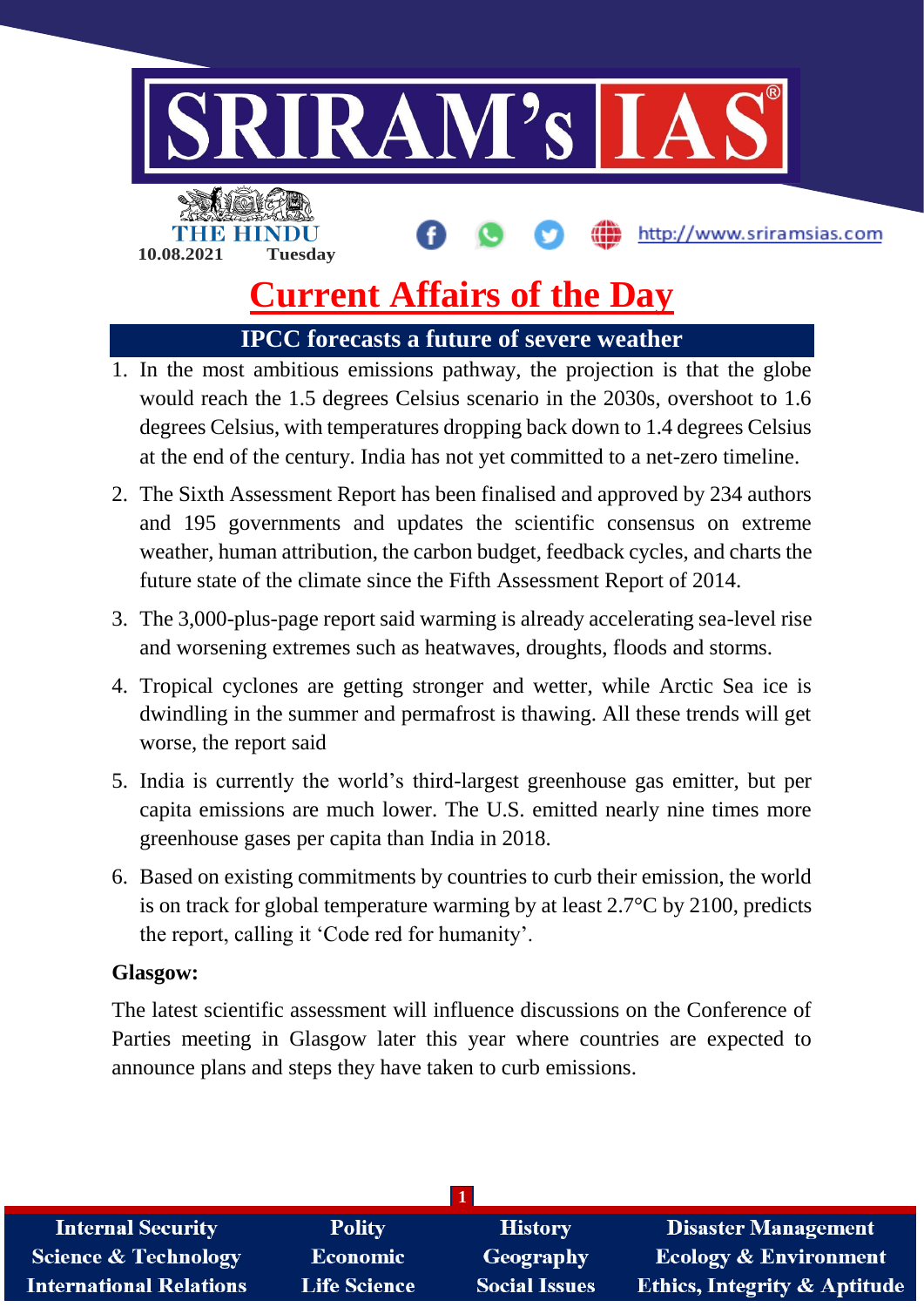10.08.2021 Tuesday

# Current Affairs of the Day

## IPCC forecasts a future of severe weather

1. In the most ambitious emissions pathway, the projection is that the globe would reach the 1.5 degrees Celsius scenario in the 2030s, overshoot to 1.6 degrees Celsius, with temperatures dropping back down to 1.4 degrees Celsius at the end of the century. India has not yet committed to a net-zero timeline.
2. The Sixth Assessment Report has been finalised and approved by 234 authors and 195 governments and updates the scientific consensus on extreme weather, human attribution, the carbon budget, feedback cycles, and charts the future state of the climate since the Fifth Assessment Report of 2014.
3. The 3,000-plus-page report said warming is already accelerating sea-level rise and worsening extremes such as heatwaves, droughts, floods and storms.
4. Tropical cyclones are getting stronger and wetter, while Arctic Sea ice is dwindling in the summer and permafrost is thawing. All these trends will get worse, the report said
5. India is currently the world's third-largest greenhouse gas emitter, but per capita emissions are much lower. The U.S. emitted nearly nine times more greenhouse gases per capita than India in 2018.
6. Based on existing commitments by countries to curb their emission, the world is on track for global temperature warming by at least 2.7°C by 2100, predicts the report, calling it 'Code red for humanity'.

**Glasgow:**

The latest scientific assessment will influence discussions on the Conference of Parties meeting in Glasgow later this year where countries are expected to announce plans and steps they have taken to curb emissions.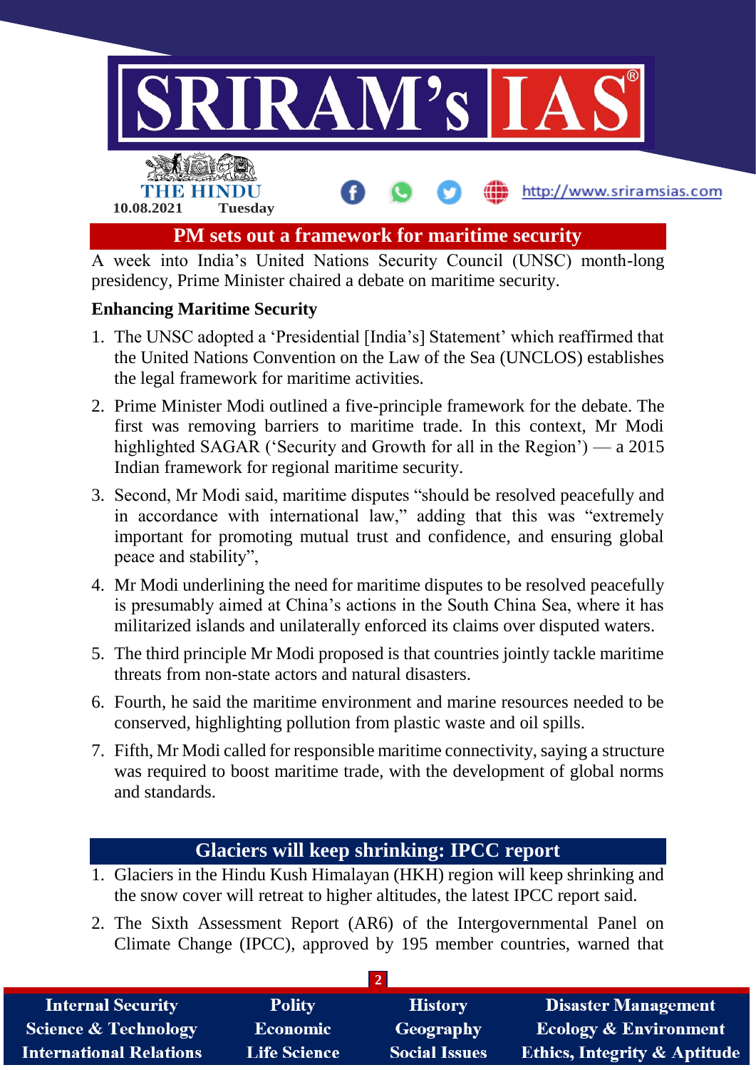## PM sets out a framework for maritime security

A week into India's United Nations Security Council (UNSC) month-long presidency, Prime Minister chaired a debate on maritime security.

**Enhancing Maritime Security**

1. The UNSC adopted a 'Presidential [India's] Statement' which reaffirmed that the United Nations Convention on the Law of the Sea (UNCLOS) establishes the legal framework for maritime activities.
2. Prime Minister Modi outlined a five-principle framework for the debate. The first was removing barriers to maritime trade. In this context, Mr Modi highlighted SAGAR ('Security and Growth for all in the Region') — a 2015 Indian framework for regional maritime security.
3. Second, Mr Modi said, maritime disputes "should be resolved peacefully and in accordance with international law," adding that this was "extremely important for promoting mutual trust and confidence, and ensuring global peace and stability",
4. Mr Modi underlining the need for maritime disputes to be resolved peacefully is presumably aimed at China's actions in the South China Sea, where it has militarized islands and unilaterally enforced its claims over disputed waters.
5. The third principle Mr Modi proposed is that countries jointly tackle maritime threats from non-state actors and natural disasters.
6. Fourth, he said the maritime environment and marine resources needed to be conserved, highlighting pollution from plastic waste and oil spills.
7. Fifth, Mr Modi called for responsible maritime connectivity, saying a structure was required to boost maritime trade, with the development of global norms and standards.

## Glaciers will keep shrinking: IPCC report

1. Glaciers in the Hindu Kush Himalayan (HKH) region will keep shrinking and the snow cover will retreat to higher altitudes, the latest IPCC report said.
2. The Sixth Assessment Report (AR6) of the Intergovernmental Panel on Climate Change (IPCC), approved by 195 member countries, warned that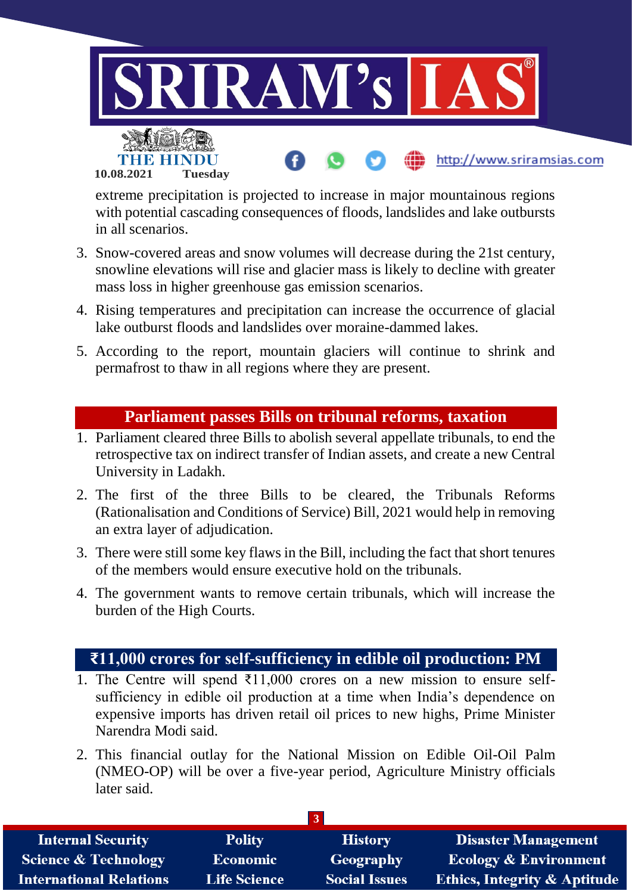extreme precipitation is projected to increase in major mountainous regions with potential cascading consequences of floods, landslides and lake outbursts in all scenarios.

3. Snow-covered areas and snow volumes will decrease during the 21st century, snowline elevations will rise and glacier mass is likely to decline with greater mass loss in higher greenhouse gas emission scenarios.
4. Rising temperatures and precipitation can increase the occurrence of glacial lake outburst floods and landslides over moraine-dammed lakes.
5. According to the report, mountain glaciers will continue to shrink and permafrost to thaw in all regions where they are present.

## Parliament passes Bills on tribunal reforms, taxation

1. Parliament cleared three Bills to abolish several appellate tribunals, to end the retrospective tax on indirect transfer of Indian assets, and create a new Central University in Ladakh.
2. The first of the three Bills to be cleared, the Tribunals Reforms (Rationalisation and Conditions of Service) Bill, 2021 would help in removing an extra layer of adjudication.
3. There were still some key flaws in the Bill, including the fact that short tenures of the members would ensure executive hold on the tribunals.
4. The government wants to remove certain tribunals, which will increase the burden of the High Courts.

## ₹11,000 crores for self-sufficiency in edible oil production: PM

1. The Centre will spend ₹11,000 crores on a new mission to ensure self-sufficiency in edible oil production at a time when India's dependence on expensive imports has driven retail oil prices to new highs, Prime Minister Narendra Modi said.
2. This financial outlay for the National Mission on Edible Oil-Oil Palm (NMEO-OP) will be over a five-year period, Agriculture Ministry officials later said.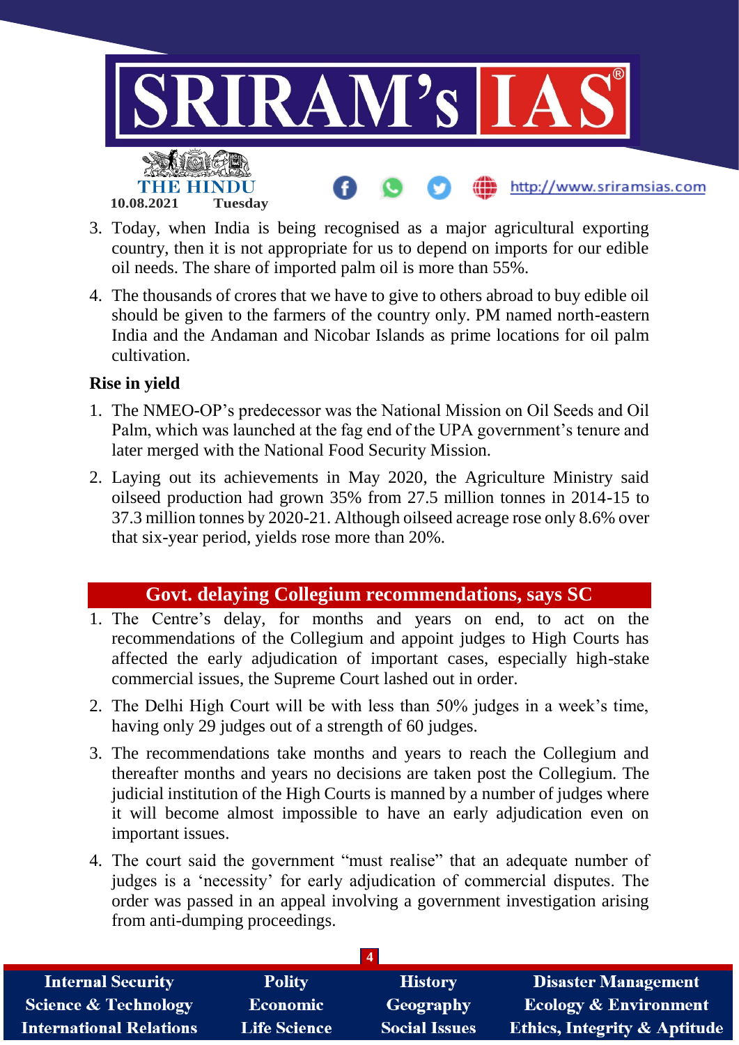3. Today, when India is being recognised as a major agricultural exporting country, then it is not appropriate for us to depend on imports for our edible oil needs. The share of imported palm oil is more than 55%.
4. The thousands of crores that we have to give to others abroad to buy edible oil should be given to the farmers of the country only. PM named north-eastern India and the Andaman and Nicobar Islands as prime locations for oil palm cultivation.

**Rise in yield**

1. The NMEO-OP's predecessor was the National Mission on Oil Seeds and Oil Palm, which was launched at the fag end of the UPA government's tenure and later merged with the National Food Security Mission.
2. Laying out its achievements in May 2020, the Agriculture Ministry said oilseed production had grown 35% from 27.5 million tonnes in 2014-15 to 37.3 million tonnes by 2020-21. Although oilseed acreage rose only 8.6% over that six-year period, yields rose more than 20%.

## Govt. delaying Collegium recommendations, says SC

1. The Centre's delay, for months and years on end, to act on the recommendations of the Collegium and appoint judges to High Courts has affected the early adjudication of important cases, especially high-stake commercial issues, the Supreme Court lashed out in order.
2. The Delhi High Court will be with less than 50% judges in a week's time, having only 29 judges out of a strength of 60 judges.
3. The recommendations take months and years to reach the Collegium and thereafter months and years no decisions are taken post the Collegium. The judicial institution of the High Courts is manned by a number of judges where it will become almost impossible to have an early adjudication even on important issues.
4. The court said the government "must realise" that an adequate number of judges is a 'necessity' for early adjudication of commercial disputes. The order was passed in an appeal involving a government investigation arising from anti-dumping proceedings.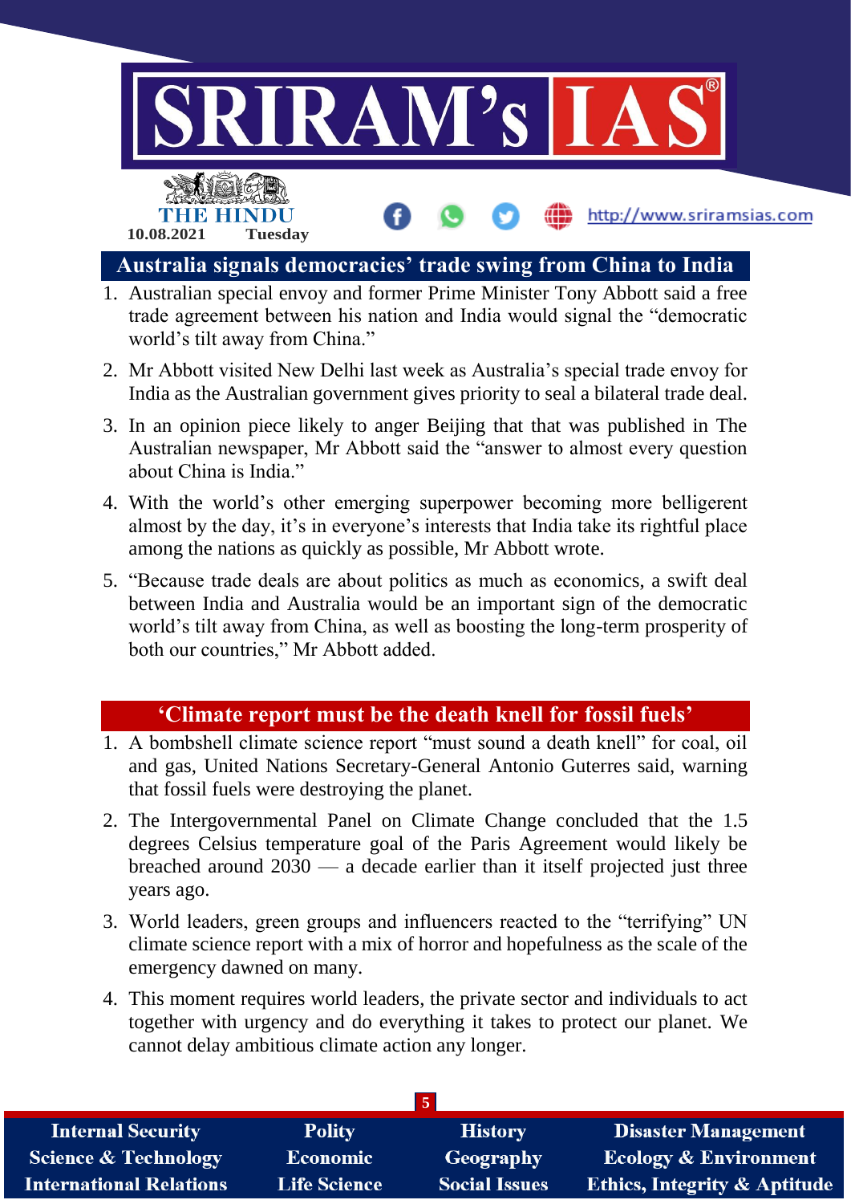## Australia signals democracies' trade swing from China to India

1. Australian special envoy and former Prime Minister Tony Abbott said a free trade agreement between his nation and India would signal the "democratic world's tilt away from China."
2. Mr Abbott visited New Delhi last week as Australia's special trade envoy for India as the Australian government gives priority to seal a bilateral trade deal.
3. In an opinion piece likely to anger Beijing that that was published in The Australian newspaper, Mr Abbott said the "answer to almost every question about China is India."
4. With the world's other emerging superpower becoming more belligerent almost by the day, it's in everyone's interests that India take its rightful place among the nations as quickly as possible, Mr Abbott wrote.
5. "Because trade deals are about politics as much as economics, a swift deal between India and Australia would be an important sign of the democratic world's tilt away from China, as well as boosting the long-term prosperity of both our countries," Mr Abbott added.

## 'Climate report must be the death knell for fossil fuels'

1. A bombshell climate science report "must sound a death knell" for coal, oil and gas, United Nations Secretary-General Antonio Guterres said, warning that fossil fuels were destroying the planet.
2. The Intergovernmental Panel on Climate Change concluded that the 1.5 degrees Celsius temperature goal of the Paris Agreement would likely be breached around 2030 — a decade earlier than it itself projected just three years ago.
3. World leaders, green groups and influencers reacted to the "terrifying" UN climate science report with a mix of horror and hopefulness as the scale of the emergency dawned on many.
4. This moment requires world leaders, the private sector and individuals to act together with urgency and do everything it takes to protect our planet. We cannot delay ambitious climate action any longer.